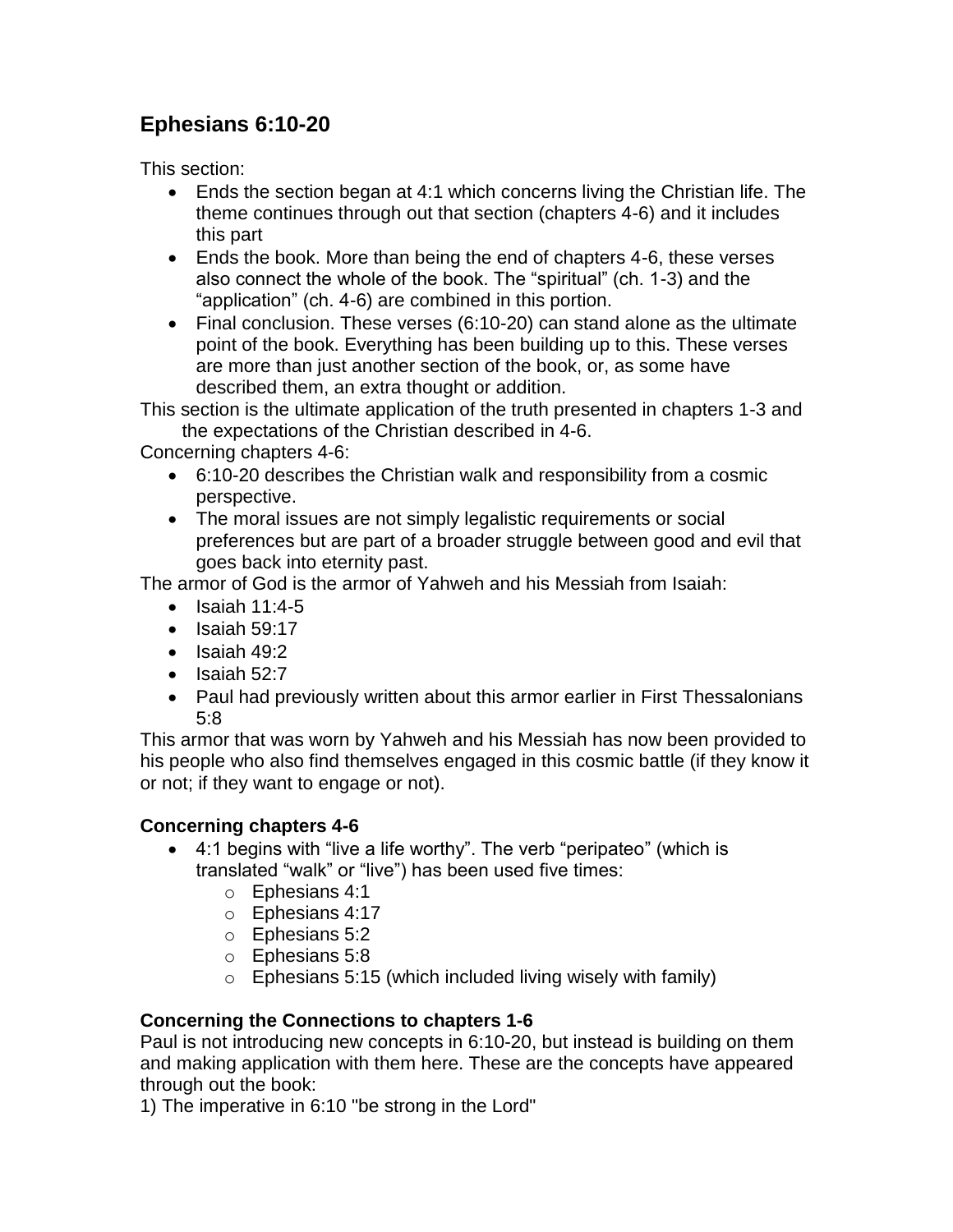## Ephesians 6:10-20

This section:

- Ends the section began at 4:1 which concerns living the Christian life. The theme continues through out that section (chapters 4-6) and it includes this part
- Ends the book. More than being the end of chapters 4-6, these verses also connect the whole of the book. The "spiritual" (ch. 1-3) and the "application" (ch. 4-6) are combined in this portion.
- Final conclusion. These verses (6:10-20) can stand alone as the ultimate point of the book. Everything has been building up to this. These verses are more than just another section of the book, or, as some have described them, an extra thought or addition.

This section is the ultimate application of the truth presented in chapters 1-3 and the expectations of the Christian described in 4-6.

Concerning chapters 4-6:

- 6:10-20 describes the Christian walk and responsibility from a cosmic perspective.
- The moral issues are not simply legalistic requirements or social preferences but are part of a broader struggle between good and evil that goes back into eternity past.

The armor of God is the armor of Yahweh and his Messiah from Isaiah:

- Isaiah 11:4-5
- Isaiah 59:17
- Isaiah 49:2
- Isaiah 52:7
- Paul had previously written about this armor earlier in First Thessalonians 5:8

This armor that was worn by Yahweh and his Messiah has now been provided to his people who also find themselves engaged in this cosmic battle (if they know it or not; if they want to engage or not).

**Concerning chapters 4-6**

- 4:1 begins with "live a life worthy". The verb "peripateo" (which is translated "walk" or "live") has been used five times:
  - Ephesians 4:1
  - Ephesians 4:17
  - Ephesians 5:2
  - Ephesians 5:8
  - Ephesians 5:15 (which included living wisely with family)

**Concerning the Connections to chapters 1-6**

Paul is not introducing new concepts in 6:10-20, but instead is building on them and making application with them here. These are the concepts have appeared through out the book:

1) The imperative in 6:10 "be strong in the Lord"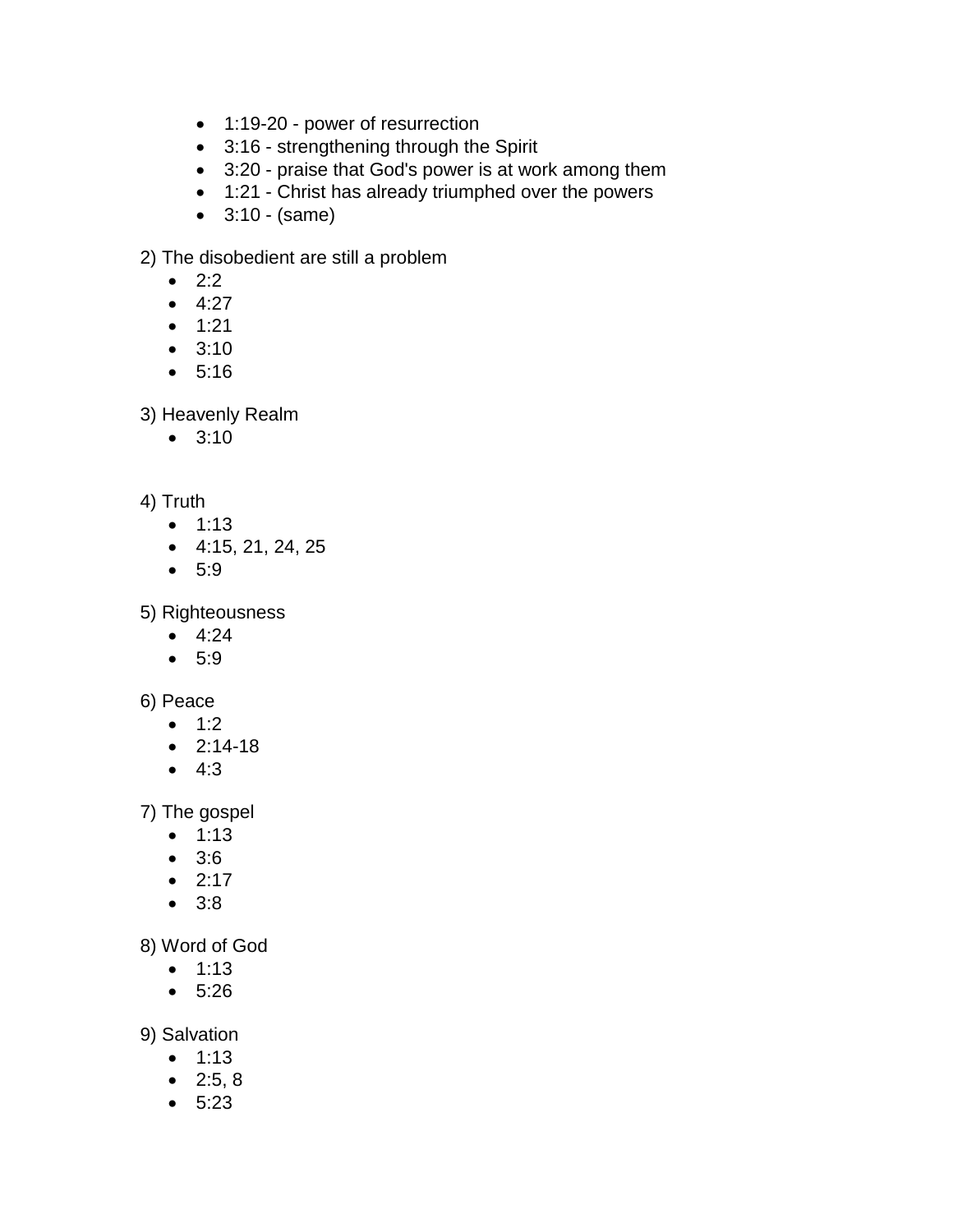- 1:19-20 - power of resurrection
- 3:16 - strengthening through the Spirit
- 3:20 - praise that God's power is at work among them
- 1:21 - Christ has already triumphed over the powers
- 3:10 - (same)

2) The disobedient are still a problem

- 2:2
- 4:27
- 1:21
- 3:10
- 5:16

3) Heavenly Realm

- 3:10

4) Truth

- 1:13
- 4:15, 21, 24, 25
- 5:9

5) Righteousness

- 4:24
- 5:9

6) Peace

- 1:2
- 2:14-18
- 4:3

7) The gospel

- 1:13
- 3:6
- 2:17
- 3:8

8) Word of God

- 1:13
- 5:26

9) Salvation

- 1:13
- 2:5, 8
- 5:23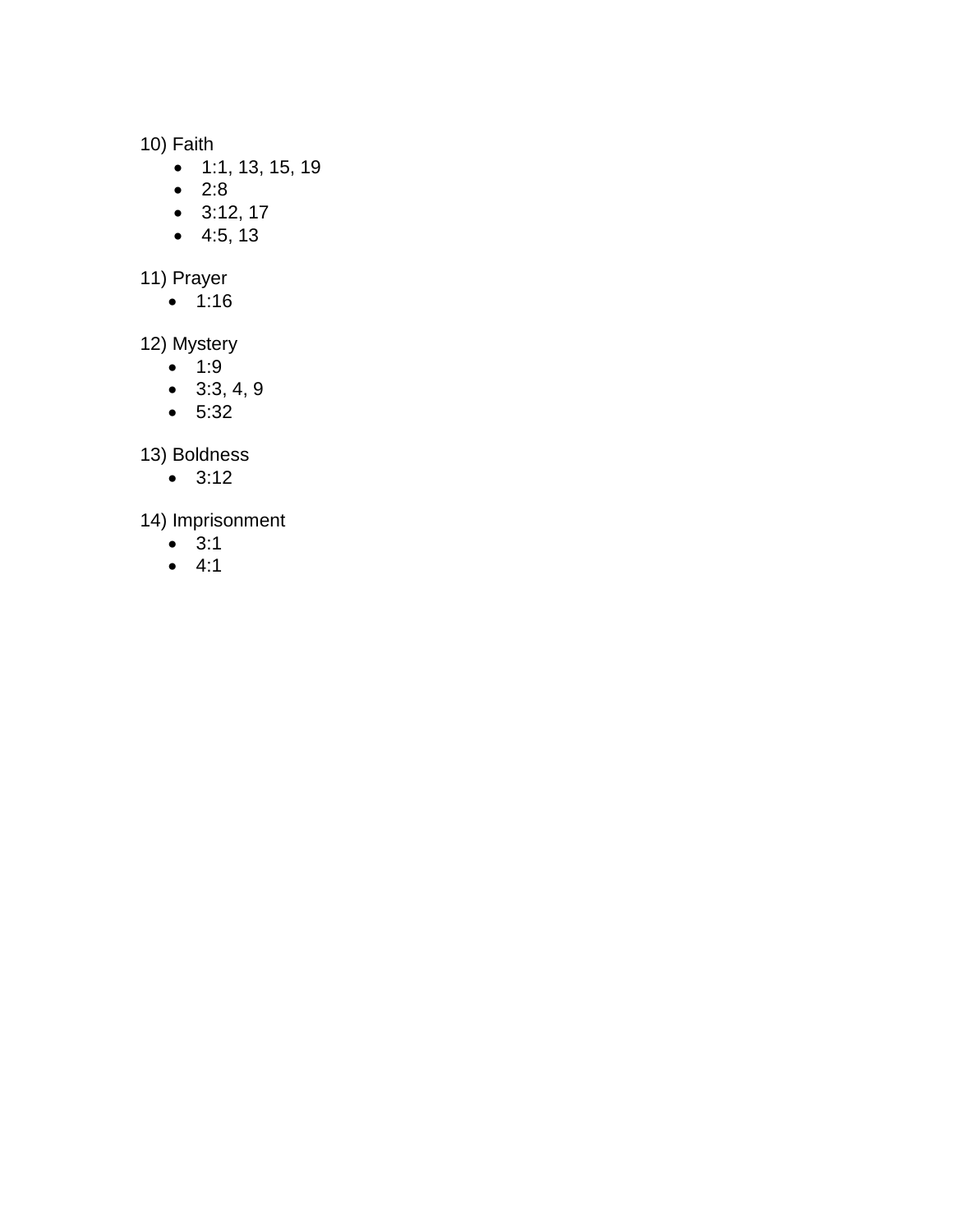10) Faith

- 1:1, 13, 15, 19
- 2:8
- 3:12, 17
- 4:5, 13

11) Prayer

- 1:16

12) Mystery

- 1:9
- 3:3, 4, 9
- 5:32

13) Boldness

- 3:12

14) Imprisonment

- 3:1
- 4:1